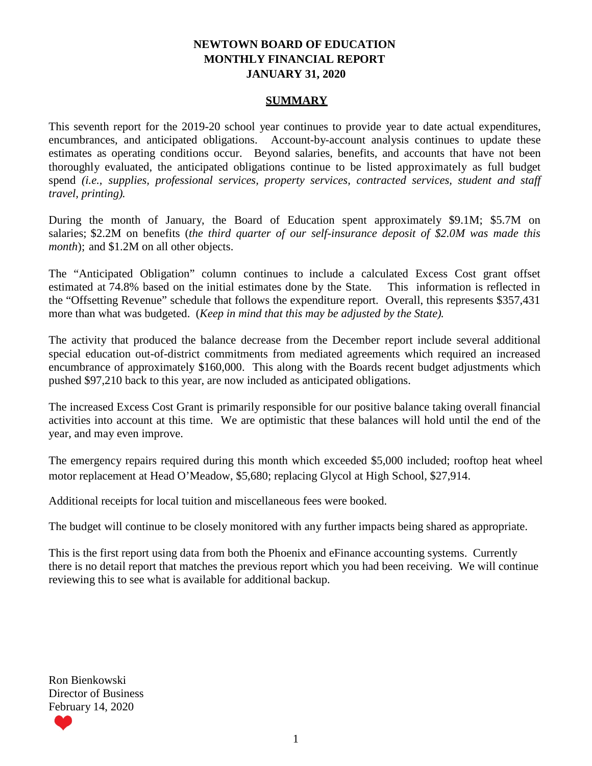# NEWTOWN BOARD OF EDUCATION
# MONTHLY FINANCIAL REPORT
# JANUARY 31, 2020

## SUMMARY

This seventh report for the 2019-20 school year continues to provide year to date actual expenditures, encumbrances, and anticipated obligations. Account-by-account analysis continues to update these estimates as operating conditions occur. Beyond salaries, benefits, and accounts that have not been thoroughly evaluated, the anticipated obligations continue to be listed approximately as full budget spend *(i.e., supplies, professional services, property services, contracted services, student and staff travel, printing).*

During the month of January, the Board of Education spent approximately $9.1M; $5.7M on salaries; $2.2M on benefits (*the third quarter of our self-insurance deposit of $2.0M was made this month*); and $1.2M on all other objects.

The "Anticipated Obligation" column continues to include a calculated Excess Cost grant offset estimated at 74.8% based on the initial estimates done by the State. This information is reflected in the "Offsetting Revenue" schedule that follows the expenditure report. Overall, this represents $357,431 more than what was budgeted. (*Keep in mind that this may be adjusted by the State).*

The activity that produced the balance decrease from the December report include several additional special education out-of-district commitments from mediated agreements which required an increased encumbrance of approximately $160,000. This along with the Boards recent budget adjustments which pushed $97,210 back to this year, are now included as anticipated obligations.

The increased Excess Cost Grant is primarily responsible for our positive balance taking overall financial activities into account at this time. We are optimistic that these balances will hold until the end of the year, and may even improve.

The emergency repairs required during this month which exceeded $5,000 included; rooftop heat wheel motor replacement at Head O'Meadow, $5,680; replacing Glycol at High School, $27,914.

Additional receipts for local tuition and miscellaneous fees were booked.

The budget will continue to be closely monitored with any further impacts being shared as appropriate.

This is the first report using data from both the Phoenix and eFinance accounting systems. Currently there is no detail report that matches the previous report which you had been receiving. We will continue reviewing this to see what is available for additional backup.

Ron Bienkowski
Director of Business
February 14, 2020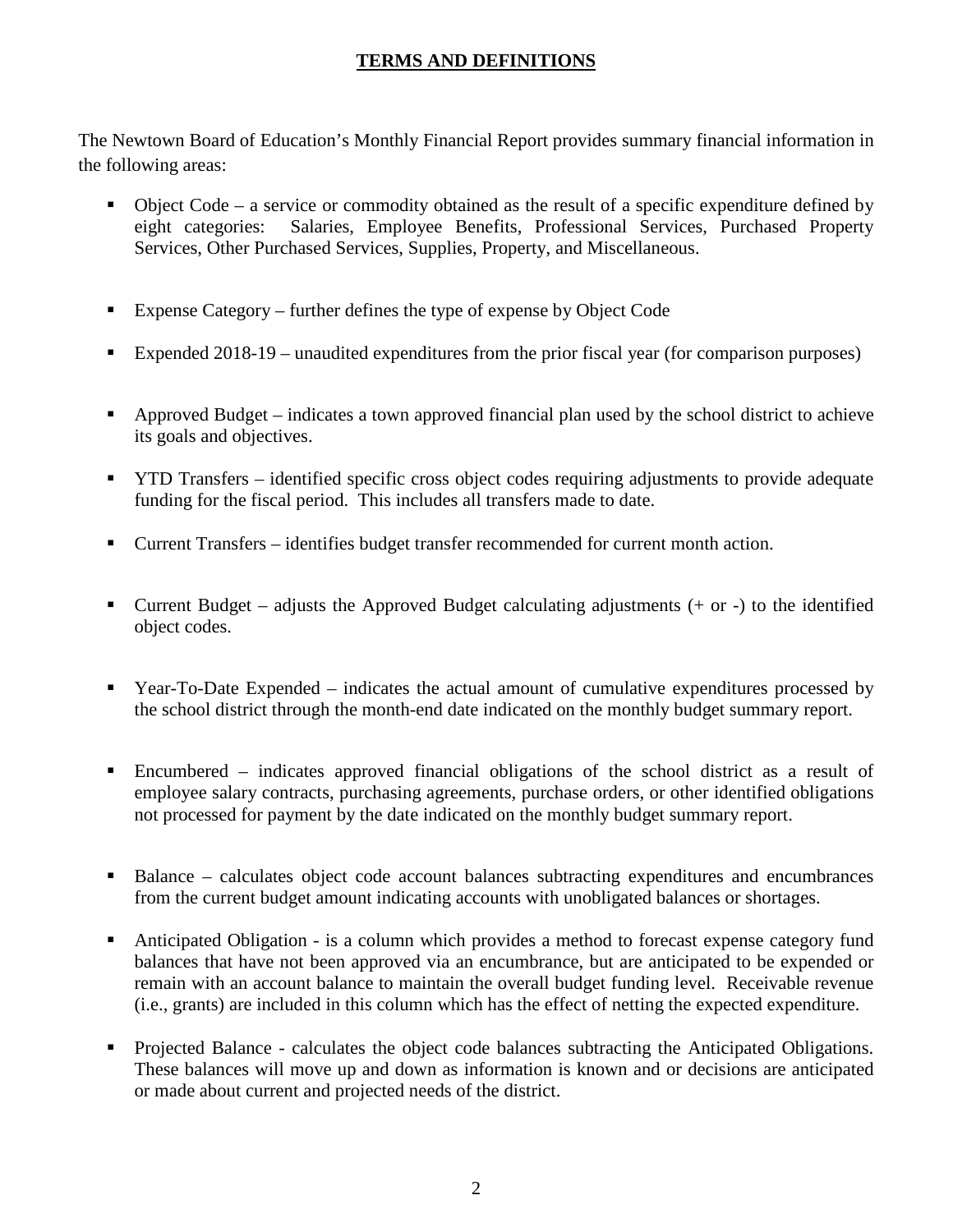# TERMS AND DEFINITIONS

The Newtown Board of Education's Monthly Financial Report provides summary financial information in the following areas:

- Object Code – a service or commodity obtained as the result of a specific expenditure defined by eight categories: Salaries, Employee Benefits, Professional Services, Purchased Property Services, Other Purchased Services, Supplies, Property, and Miscellaneous.
- Expense Category – further defines the type of expense by Object Code
- Expended 2018-19 – unaudited expenditures from the prior fiscal year (for comparison purposes)
- Approved Budget – indicates a town approved financial plan used by the school district to achieve its goals and objectives.
- YTD Transfers – identified specific cross object codes requiring adjustments to provide adequate funding for the fiscal period. This includes all transfers made to date.
- Current Transfers – identifies budget transfer recommended for current month action.
- Current Budget – adjusts the Approved Budget calculating adjustments (+ or -) to the identified object codes.
- Year-To-Date Expended – indicates the actual amount of cumulative expenditures processed by the school district through the month-end date indicated on the monthly budget summary report.
- Encumbered – indicates approved financial obligations of the school district as a result of employee salary contracts, purchasing agreements, purchase orders, or other identified obligations not processed for payment by the date indicated on the monthly budget summary report.
- Balance – calculates object code account balances subtracting expenditures and encumbrances from the current budget amount indicating accounts with unobligated balances or shortages.
- Anticipated Obligation - is a column which provides a method to forecast expense category fund balances that have not been approved via an encumbrance, but are anticipated to be expended or remain with an account balance to maintain the overall budget funding level. Receivable revenue (i.e., grants) are included in this column which has the effect of netting the expected expenditure.
- Projected Balance - calculates the object code balances subtracting the Anticipated Obligations. These balances will move up and down as information is known and or decisions are anticipated or made about current and projected needs of the district.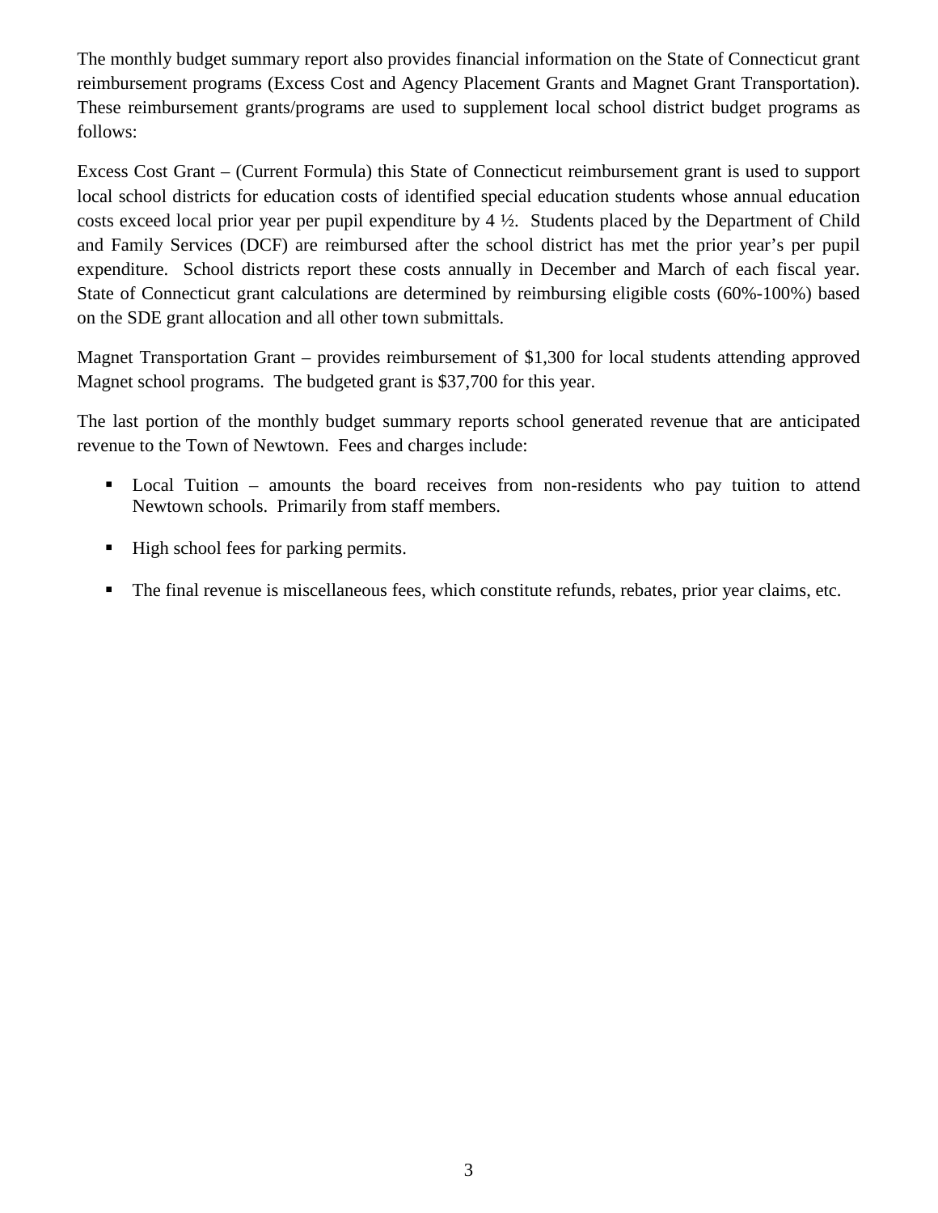The monthly budget summary report also provides financial information on the State of Connecticut grant reimbursement programs (Excess Cost and Agency Placement Grants and Magnet Grant Transportation). These reimbursement grants/programs are used to supplement local school district budget programs as follows:

Excess Cost Grant – (Current Formula) this State of Connecticut reimbursement grant is used to support local school districts for education costs of identified special education students whose annual education costs exceed local prior year per pupil expenditure by 4 ½. Students placed by the Department of Child and Family Services (DCF) are reimbursed after the school district has met the prior year's per pupil expenditure. School districts report these costs annually in December and March of each fiscal year. State of Connecticut grant calculations are determined by reimbursing eligible costs (60%-100%) based on the SDE grant allocation and all other town submittals.

Magnet Transportation Grant – provides reimbursement of $1,300 for local students attending approved Magnet school programs. The budgeted grant is $37,700 for this year.

The last portion of the monthly budget summary reports school generated revenue that are anticipated revenue to the Town of Newtown. Fees and charges include:

- Local Tuition – amounts the board receives from non-residents who pay tuition to attend Newtown schools. Primarily from staff members.
- High school fees for parking permits.
- The final revenue is miscellaneous fees, which constitute refunds, rebates, prior year claims, etc.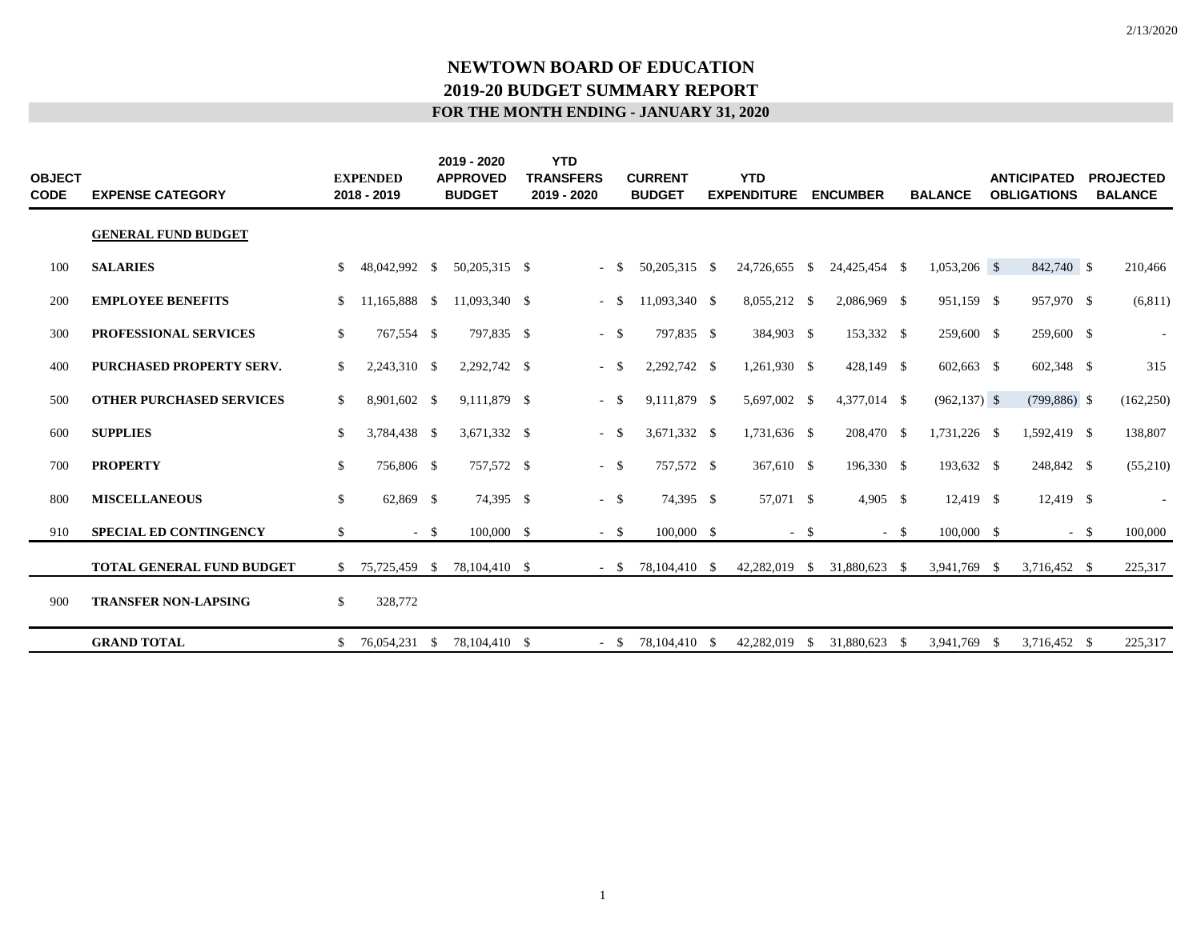2/13/2020

# NEWTOWN BOARD OF EDUCATION
## 2019-20 BUDGET SUMMARY REPORT
### FOR THE MONTH ENDING - JANUARY 31, 2020

| OBJECT CODE | EXPENSE CATEGORY | EXPENDED 2018 - 2019 | 2019 - 2020 APPROVED BUDGET | YTD TRANSFERS 2019 - 2020 | CURRENT BUDGET | YTD EXPENDITURE | ENCUMBER | BALANCE | ANTICIPATED OBLIGATIONS | PROJECTED BALANCE |
|---|---|---|---|---|---|---|---|---|---|---|
| | **GENERAL FUND BUDGET** | | | | | | | | | |
| 100 | **SALARIES** | $ 48,042,992 | $ 50,205,315 | $ - | $ 50,205,315 | $ 24,726,655 | $ 24,425,454 | $ 1,053,206 | $ 842,740 | $ 210,466 |
| 200 | **EMPLOYEE BENEFITS** | $ 11,165,888 | $ 11,093,340 | $ - | $ 11,093,340 | $ 8,055,212 | $ 2,086,969 | $ 951,159 | $ 957,970 | $ (6,811) |
| 300 | **PROFESSIONAL SERVICES** | $ 767,554 | $ 797,835 | $ - | $ 797,835 | $ 384,903 | $ 153,332 | $ 259,600 | $ 259,600 | $ - |
| 400 | **PURCHASED PROPERTY SERV.** | $ 2,243,310 | $ 2,292,742 | $ - | $ 2,292,742 | $ 1,261,930 | $ 428,149 | $ 602,663 | $ 602,348 | $ 315 |
| 500 | **OTHER PURCHASED SERVICES** | $ 8,901,602 | $ 9,111,879 | $ - | $ 9,111,879 | $ 5,697,002 | $ 4,377,014 | $ (962,137) | $ (799,886) | $ (162,250) |
| 600 | **SUPPLIES** | $ 3,784,438 | $ 3,671,332 | $ - | $ 3,671,332 | $ 1,731,636 | $ 208,470 | $ 1,731,226 | $ 1,592,419 | $ 138,807 |
| 700 | **PROPERTY** | $ 756,806 | $ 757,572 | $ - | $ 757,572 | $ 367,610 | $ 196,330 | $ 193,632 | $ 248,842 | $ (55,210) |
| 800 | **MISCELLANEOUS** | $ 62,869 | $ 74,395 | $ - | $ 74,395 | $ 57,071 | $ 4,905 | $ 12,419 | $ 12,419 | $ - |
| 910 | **SPECIAL ED CONTINGENCY** | $ - | $ 100,000 | $ - | $ 100,000 | $ - | $ - | $ 100,000 | $ - | $ 100,000 |
| | **TOTAL GENERAL FUND BUDGET** | $ 75,725,459 | $ 78,104,410 | $ - | $ 78,104,410 | $ 42,282,019 | $ 31,880,623 | $ 3,941,769 | $ 3,716,452 | $ 225,317 |
| 900 | **TRANSFER NON-LAPSING** | $ 328,772 | | | | | | | | |
| | **GRAND TOTAL** | $ 76,054,231 | $ 78,104,410 | $ - | $ 78,104,410 | $ 42,282,019 | $ 31,880,623 | $ 3,941,769 | $ 3,716,452 | $ 225,317 |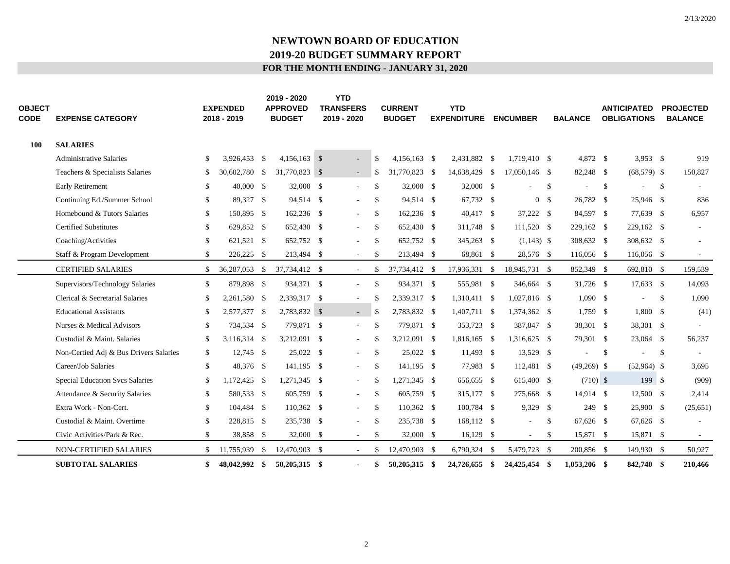# NEWTOWN BOARD OF EDUCATION

## 2019-20 BUDGET SUMMARY REPORT

### FOR THE MONTH ENDING - JANUARY 31, 2020

| OBJECT CODE | EXPENSE CATEGORY | EXPENDED 2018 - 2019 | 2019 - 2020 APPROVED BUDGET | YTD TRANSFERS 2019 - 2020 | CURRENT BUDGET | YTD EXPENDITURE | ENCUMBER | BALANCE | ANTICIPATED OBLIGATIONS | PROJECTED BALANCE |
|---|---|---|---|---|---|---|---|---|---|---|
| **100** | **SALARIES** | | | | | | | | | |
| | Administrative Salaries | $ 3,926,453 | $ 4,156,163 | $ - | $ 4,156,163 | $ 2,431,882 | $ 1,719,410 | $ 4,872 | $ 3,953 | $ 919 |
| | Teachers & Specialists Salaries | $ 30,602,780 | $ 31,770,823 | $ - | $ 31,770,823 | $ 14,638,429 | $ 17,050,146 | $ 82,248 | $ (68,579) | $ 150,827 |
| | Early Retirement | $ 40,000 | $ 32,000 | $ - | $ 32,000 | $ 32,000 | $ - | $ - | $ - | $ - |
| | Continuing Ed./Summer School | $ 89,327 | $ 94,514 | $ - | $ 94,514 | $ 67,732 | $ 0 | $ 26,782 | $ 25,946 | $ 836 |
| | Homebound & Tutors Salaries | $ 150,895 | $ 162,236 | $ - | $ 162,236 | $ 40,417 | $ 37,222 | $ 84,597 | $ 77,639 | $ 6,957 |
| | Certified Substitutes | $ 629,852 | $ 652,430 | $ - | $ 652,430 | $ 311,748 | $ 111,520 | $ 229,162 | $ 229,162 | $ - |
| | Coaching/Activities | $ 621,521 | $ 652,752 | $ - | $ 652,752 | $ 345,263 | $ (1,143) | $ 308,632 | $ 308,632 | $ - |
| | Staff & Program Development | $ 226,225 | $ 213,494 | $ - | $ 213,494 | $ 68,861 | $ 28,576 | $ 116,056 | $ 116,056 | $ - |
| | CERTIFIED SALARIES | $ 36,287,053 | $ 37,734,412 | $ - | $ 37,734,412 | $ 17,936,331 | $ 18,945,731 | $ 852,349 | $ 692,810 | $ 159,539 |
| | Supervisors/Technology Salaries | $ 879,898 | $ 934,371 | $ - | $ 934,371 | $ 555,981 | $ 346,664 | $ 31,726 | $ 17,633 | $ 14,093 |
| | Clerical & Secretarial Salaries | $ 2,261,580 | $ 2,339,317 | $ - | $ 2,339,317 | $ 1,310,411 | $ 1,027,816 | $ 1,090 | $ - | $ 1,090 |
| | Educational Assistants | $ 2,577,377 | $ 2,783,832 | $ - | $ 2,783,832 | $ 1,407,711 | $ 1,374,362 | $ 1,759 | $ 1,800 | $ (41) |
| | Nurses & Medical Advisors | $ 734,534 | $ 779,871 | $ - | $ 779,871 | $ 353,723 | $ 387,847 | $ 38,301 | $ 38,301 | $ - |
| | Custodial & Maint. Salaries | $ 3,116,314 | $ 3,212,091 | $ - | $ 3,212,091 | $ 1,816,165 | $ 1,316,625 | $ 79,301 | $ 23,064 | $ 56,237 |
| | Non-Certied Adj & Bus Drivers Salaries | $ 12,745 | $ 25,022 | $ - | $ 25,022 | $ 11,493 | $ 13,529 | $ - | $ - | $ - |
| | Career/Job Salaries | $ 48,376 | $ 141,195 | $ - | $ 141,195 | $ 77,983 | $ 112,481 | $ (49,269) | $ (52,964) | $ 3,695 |
| | Special Education Svcs Salaries | $ 1,172,425 | $ 1,271,345 | $ - | $ 1,271,345 | $ 656,655 | $ 615,400 | $ (710) | $ 199 | $ (909) |
| | Attendance & Security Salaries | $ 580,533 | $ 605,759 | $ - | $ 605,759 | $ 315,177 | $ 275,668 | $ 14,914 | $ 12,500 | $ 2,414 |
| | Extra Work - Non-Cert. | $ 104,484 | $ 110,362 | $ - | $ 110,362 | $ 100,784 | $ 9,329 | $ 249 | $ 25,900 | $ (25,651) |
| | Custodial & Maint. Overtime | $ 228,815 | $ 235,738 | $ - | $ 235,738 | $ 168,112 | $ - | $ 67,626 | $ 67,626 | $ - |
| | Civic Activities/Park & Rec. | $ 38,858 | $ 32,000 | $ - | $ 32,000 | $ 16,129 | $ - | $ 15,871 | $ 15,871 | $ - |
| | NON-CERTIFIED SALARIES | $ 11,755,939 | $ 12,470,903 | $ - | $ 12,470,903 | $ 6,790,324 | $ 5,479,723 | $ 200,856 | $ 149,930 | $ 50,927 |
| | **SUBTOTAL SALARIES** | **$ 48,042,992** | **$ 50,205,315** | **$ -** | **$ 50,205,315** | **$ 24,726,655** | **$ 24,425,454** | **$ 1,053,206** | **$ 842,740** | **$ 210,466** |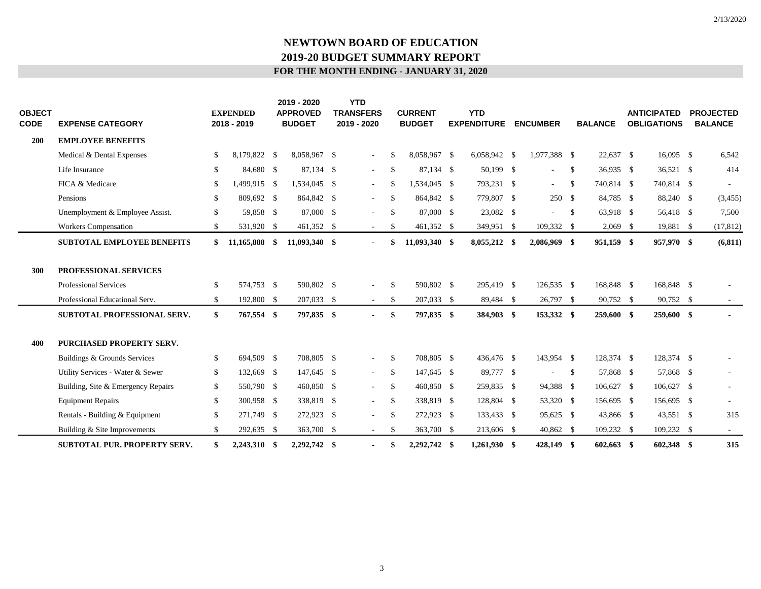# NEWTOWN BOARD OF EDUCATION
## 2019-20 BUDGET SUMMARY REPORT
### FOR THE MONTH ENDING - JANUARY 31, 2020

| OBJECT CODE | EXPENSE CATEGORY | EXPENDED 2018 - 2019 | 2019 - 2020 APPROVED BUDGET | YTD TRANSFERS 2019 - 2020 | CURRENT BUDGET | YTD EXPENDITURE | ENCUMBER | BALANCE | ANTICIPATED OBLIGATIONS | PROJECTED BALANCE |
|---|---|---|---|---|---|---|---|---|---|---|
| **200** | **EMPLOYEE BENEFITS** | | | | | | | | | |
| | Medical & Dental Expenses | $ 8,179,822 | $ 8,058,967 | $ - | $ 8,058,967 | $ 6,058,942 | $ 1,977,388 | $ 22,637 | $ 16,095 | $ 6,542 |
| | Life Insurance | $ 84,680 | $ 87,134 | $ - | $ 87,134 | $ 50,199 | $ - | $ 36,935 | $ 36,521 | $ 414 |
| | FICA & Medicare | $ 1,499,915 | $ 1,534,045 | $ - | $ 1,534,045 | $ 793,231 | $ - | $ 740,814 | $ 740,814 | $ - |
| | Pensions | $ 809,692 | $ 864,842 | $ - | $ 864,842 | $ 779,807 | $ 250 | $ 84,785 | $ 88,240 | $ (3,455) |
| | Unemployment & Employee Assist. | $ 59,858 | $ 87,000 | $ - | $ 87,000 | $ 23,082 | $ - | $ 63,918 | $ 56,418 | $ 7,500 |
| | Workers Compensation | $ 531,920 | $ 461,352 | $ - | $ 461,352 | $ 349,951 | $ 109,332 | $ 2,069 | $ 19,881 | $ (17,812) |
| | **SUBTOTAL EMPLOYEE BENEFITS** | **$ 11,165,888** | **$ 11,093,340** | **$ -** | **$ 11,093,340** | **$ 8,055,212** | **$ 2,086,969** | **$ 951,159** | **$ 957,970** | **$ (6,811)** |
| **300** | **PROFESSIONAL SERVICES** | | | | | | | | | |
| | Professional Services | $ 574,753 | $ 590,802 | $ - | $ 590,802 | $ 295,419 | $ 126,535 | $ 168,848 | $ 168,848 | $ - |
| | Professional Educational Serv. | $ 192,800 | $ 207,033 | $ - | $ 207,033 | $ 89,484 | $ 26,797 | $ 90,752 | $ 90,752 | $ - |
| | **SUBTOTAL PROFESSIONAL SERV.** | **$ 767,554** | **$ 797,835** | **$ -** | **$ 797,835** | **$ 384,903** | **$ 153,332** | **$ 259,600** | **$ 259,600** | **$ -** |
| **400** | **PURCHASED PROPERTY SERV.** | | | | | | | | | |
| | Buildings & Grounds Services | $ 694,509 | $ 708,805 | $ - | $ 708,805 | $ 436,476 | $ 143,954 | $ 128,374 | $ 128,374 | $ - |
| | Utility Services - Water & Sewer | $ 132,669 | $ 147,645 | $ - | $ 147,645 | $ 89,777 | $ - | $ 57,868 | $ 57,868 | $ - |
| | Building, Site & Emergency Repairs | $ 550,790 | $ 460,850 | $ - | $ 460,850 | $ 259,835 | $ 94,388 | $ 106,627 | $ 106,627 | $ - |
| | Equipment Repairs | $ 300,958 | $ 338,819 | $ - | $ 338,819 | $ 128,804 | $ 53,320 | $ 156,695 | $ 156,695 | $ - |
| | Rentals - Building & Equipment | $ 271,749 | $ 272,923 | $ - | $ 272,923 | $ 133,433 | $ 95,625 | $ 43,866 | $ 43,551 | $ 315 |
| | Building & Site Improvements | $ 292,635 | $ 363,700 | $ - | $ 363,700 | $ 213,606 | $ 40,862 | $ 109,232 | $ 109,232 | $ - |
| | **SUBTOTAL PUR. PROPERTY SERV.** | **$ 2,243,310** | **$ 2,292,742** | **$ -** | **$ 2,292,742** | **$ 1,261,930** | **$ 428,149** | **$ 602,663** | **$ 602,348** | **$ 315** |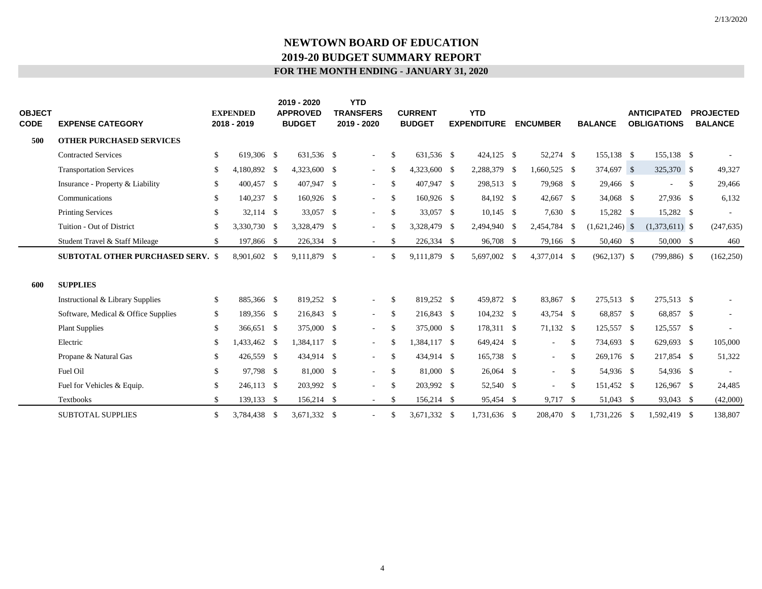# NEWTOWN BOARD OF EDUCATION

## 2019-20 BUDGET SUMMARY REPORT

### FOR THE MONTH ENDING - JANUARY 31, 2020

| OBJECT CODE | EXPENSE CATEGORY | EXPENDED 2018 - 2019 | 2019 - 2020 APPROVED BUDGET | YTD TRANSFERS 2019 - 2020 | CURRENT BUDGET | YTD EXPENDITURE | ENCUMBER | BALANCE | ANTICIPATED OBLIGATIONS | PROJECTED BALANCE |
|---|---|---|---|---|---|---|---|---|---|---|
| **500** | **OTHER PURCHASED SERVICES** | | | | | | | | | |
| | Contracted Services | $ 619,306 | $ 631,536 | $ - | $ 631,536 | $ 424,125 | $ 52,274 | $ 155,138 | $ 155,138 | $ - |
| | Transportation Services | $ 4,180,892 | $ 4,323,600 | $ - | $ 4,323,600 | $ 2,288,379 | $ 1,660,525 | $ 374,697 | $ 325,370 | $ 49,327 |
| | Insurance - Property & Liability | $ 400,457 | $ 407,947 | $ - | $ 407,947 | $ 298,513 | $ 79,968 | $ 29,466 | $ - | $ 29,466 |
| | Communications | $ 140,237 | $ 160,926 | $ - | $ 160,926 | $ 84,192 | $ 42,667 | $ 34,068 | $ 27,936 | $ 6,132 |
| | Printing Services | $ 32,114 | $ 33,057 | $ - | $ 33,057 | $ 10,145 | $ 7,630 | $ 15,282 | $ 15,282 | $ - |
| | Tuition - Out of District | $ 3,330,730 | $ 3,328,479 | $ - | $ 3,328,479 | $ 2,494,940 | $ 2,454,784 | $ (1,621,246) | $ (1,373,611) | $ (247,635) |
| | Student Travel & Staff Mileage | $ 197,866 | $ 226,334 | $ - | $ 226,334 | $ 96,708 | $ 79,166 | $ 50,460 | $ 50,000 | $ 460 |
| | **SUBTOTAL OTHER PURCHASED SERV.** | $ 8,901,602 | $ 9,111,879 | $ - | $ 9,111,879 | $ 5,697,002 | $ 4,377,014 | $ (962,137) | $ (799,886) | $ (162,250) |
| **600** | **SUPPLIES** | | | | | | | | | |
| | Instructional & Library Supplies | $ 885,366 | $ 819,252 | $ - | $ 819,252 | $ 459,872 | $ 83,867 | $ 275,513 | $ 275,513 | $ - |
| | Software, Medical & Office Supplies | $ 189,356 | $ 216,843 | $ - | $ 216,843 | $ 104,232 | $ 43,754 | $ 68,857 | $ 68,857 | $ - |
| | Plant Supplies | $ 366,651 | $ 375,000 | $ - | $ 375,000 | $ 178,311 | $ 71,132 | $ 125,557 | $ 125,557 | $ - |
| | Electric | $ 1,433,462 | $ 1,384,117 | $ - | $ 1,384,117 | $ 649,424 | $ - | $ 734,693 | $ 629,693 | $ 105,000 |
| | Propane & Natural Gas | $ 426,559 | $ 434,914 | $ - | $ 434,914 | $ 165,738 | $ - | $ 269,176 | $ 217,854 | $ 51,322 |
| | Fuel Oil | $ 97,798 | $ 81,000 | $ - | $ 81,000 | $ 26,064 | $ - | $ 54,936 | $ 54,936 | $ - |
| | Fuel for Vehicles & Equip. | $ 246,113 | $ 203,992 | $ - | $ 203,992 | $ 52,540 | $ - | $ 151,452 | $ 126,967 | $ 24,485 |
| | Textbooks | $ 139,133 | $ 156,214 | $ - | $ 156,214 | $ 95,454 | $ 9,717 | $ 51,043 | $ 93,043 | $ (42,000) |
| | SUBTOTAL SUPPLIES | $ 3,784,438 | $ 3,671,332 | $ - | $ 3,671,332 | $ 1,731,636 | $ 208,470 | $ 1,731,226 | $ 1,592,419 | $ 138,807 |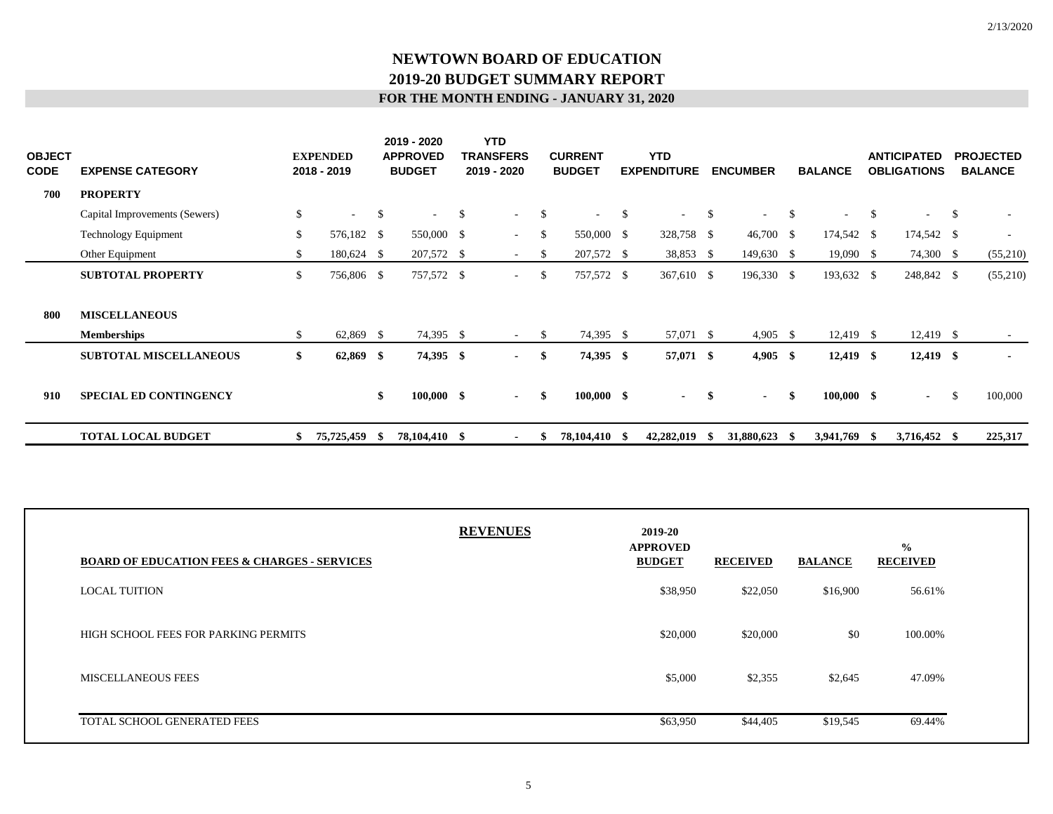# NEWTOWN BOARD OF EDUCATION

## 2019-20 BUDGET SUMMARY REPORT

### FOR THE MONTH ENDING - JANUARY 31, 2020

| OBJECT CODE | EXPENSE CATEGORY | EXPENDED 2018 - 2019 | 2019 - 2020 APPROVED BUDGET | YTD TRANSFERS 2019 - 2020 | CURRENT BUDGET | YTD EXPENDITURE | ENCUMBER | BALANCE | ANTICIPATED OBLIGATIONS | PROJECTED BALANCE |
|---|---|---|---|---|---|---|---|---|---|---|
| **700** | **PROPERTY** | | | | | | | | | |
| | Capital Improvements (Sewers) | $ - | $ - | $ - | $ - | $ - | $ - | $ - | $ - | $ - |
| | Technology Equipment | $ 576,182 | $ 550,000 | $ - | $ 550,000 | $ 328,758 | $ 46,700 | $ 174,542 | $ 174,542 | $ - |
| | Other Equipment | $ 180,624 | $ 207,572 | $ - | $ 207,572 | $ 38,853 | $ 149,630 | $ 19,090 | $ 74,300 | $ (55,210) |
| | **SUBTOTAL PROPERTY** | $ 756,806 | $ 757,572 | $ - | $ 757,572 | $ 367,610 | $ 196,330 | $ 193,632 | $ 248,842 | $ (55,210) |
| **800** | **MISCELLANEOUS** | | | | | | | | | |
| | **Memberships** | $ 62,869 | $ 74,395 | $ - | $ 74,395 | $ 57,071 | $ 4,905 | $ 12,419 | $ 12,419 | $ - |
| | **SUBTOTAL MISCELLANEOUS** | **$ 62,869** | **$ 74,395** | **$ -** | **$ 74,395** | **$ 57,071** | **$ 4,905** | **$ 12,419** | **$ 12,419** | **$ -** |
| **910** | **SPECIAL ED CONTINGENCY** | | **$ 100,000** | **$ -** | **$ 100,000** | **$ -** | **$ -** | **$ 100,000** | **$ -** | $ 100,000 |
| | **TOTAL LOCAL BUDGET** | **$ 75,725,459** | **$ 78,104,410** | **$ -** | **$ 78,104,410** | **$ 42,282,019** | **$ 31,880,623** | **$ 3,941,769** | **$ 3,716,452** | **$ 225,317** |

**REVENUES**

| **BOARD OF EDUCATION FEES & CHARGES - SERVICES** | **2019-20 APPROVED BUDGET** | **RECEIVED** | **BALANCE** | **% RECEIVED** |
|---|---|---|---|---|
| LOCAL TUITION | $38,950 | $22,050 | $16,900 | 56.61% |
| HIGH SCHOOL FEES FOR PARKING PERMITS | $20,000 | $20,000 | $0 | 100.00% |
| MISCELLANEOUS FEES | $5,000 | $2,355 | $2,645 | 47.09% |
| TOTAL SCHOOL GENERATED FEES | $63,950 | $44,405 | $19,545 | 69.44% |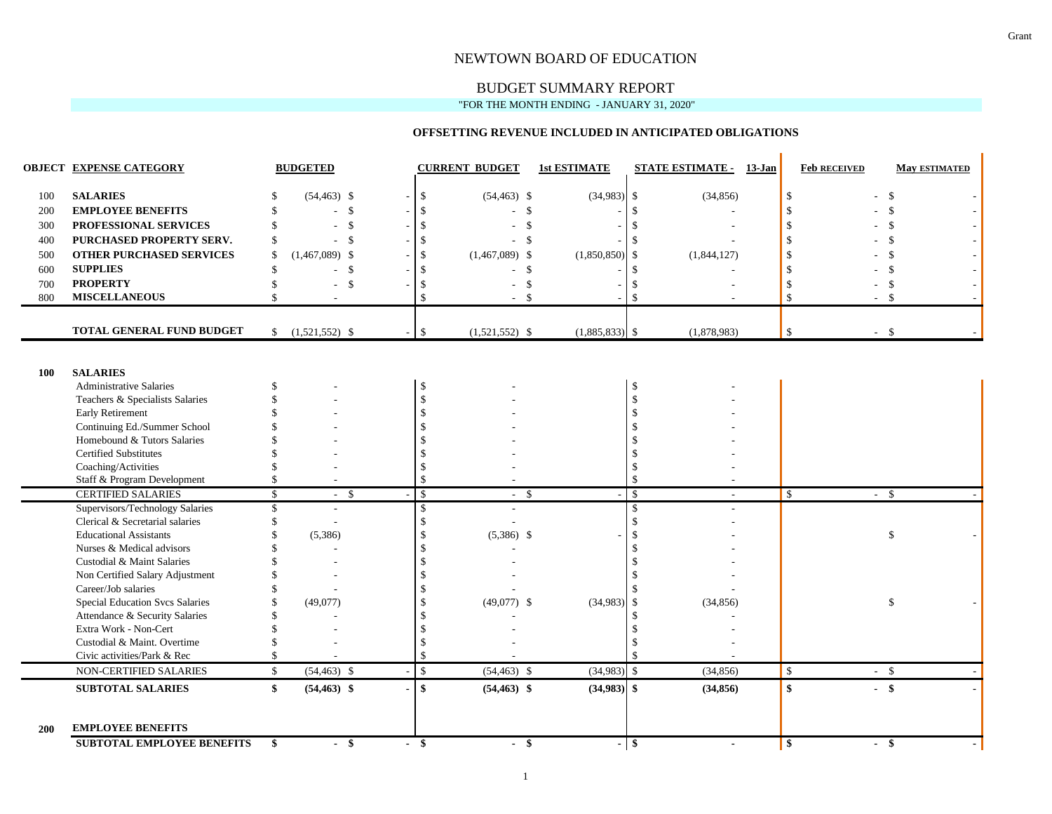# NEWTOWN BOARD OF EDUCATION

## BUDGET SUMMARY REPORT

"FOR THE MONTH ENDING - JANUARY 31, 2020"

### OFFSETTING REVENUE INCLUDED IN ANTICIPATED OBLIGATIONS

| OBJECT | EXPENSE CATEGORY | BUDGETED | | CURRENT BUDGET | 1st ESTIMATE | STATE ESTIMATE - 13-Jan | Feb RECEIVED | May ESTIMATED |
|---|---|---|---|---|---|---|---|---|
| 100 | **SALARIES** | $ (54,463) | $ - | $ (54,463) | $ (34,983) | $ (34,856) | $ - | $ - |
| 200 | **EMPLOYEE BENEFITS** | $ - | $ - | $ - | $ - | $ - | $ - | $ - |
| 300 | **PROFESSIONAL SERVICES** | $ - | $ - | $ - | $ - | $ - | $ - | $ - |
| 400 | **PURCHASED PROPERTY SERV.** | $ - | $ - | $ - | $ - | $ - | $ - | $ - |
| 500 | **OTHER PURCHASED SERVICES** | $ (1,467,089) | $ - | $ (1,467,089) | $ (1,850,850) | $ (1,844,127) | $ - | $ - |
| 600 | **SUPPLIES** | $ - | $ - | $ - | $ - | $ - | $ - | $ - |
| 700 | **PROPERTY** | $ - | $ - | $ - | $ - | $ - | $ - | $ - |
| 800 | **MISCELLANEOUS** | $ - | | $ - | $ - | $ - | $ - | $ - |
| | **TOTAL GENERAL FUND BUDGET** | $ (1,521,552) | $ - | $ (1,521,552) | $ (1,885,833) | $ (1,878,983) | $ - | $ - |
| **100** | **SALARIES** | | | | | | | |
| | Administrative Salaries | $ - | | $ - | | $ - | | |
| | Teachers & Specialists Salaries | $ - | | $ - | | $ - | | |
| | Early Retirement | $ - | | $ - | | $ - | | |
| | Continuing Ed./Summer School | $ - | | $ - | | $ - | | |
| | Homebound & Tutors Salaries | $ - | | $ - | | $ - | | |
| | Certified Substitutes | $ - | | $ - | | $ - | | |
| | Coaching/Activities | $ - | | $ - | | $ - | | |
| | Staff & Program Development | $ - | | $ - | | $ - | | |
| | CERTIFIED SALARIES | $ - | $ - | $ - | $ - | $ - | $ - | $ - |
| | Supervisors/Technology Salaries | $ - | | $ - | | $ - | | |
| | Clerical & Secretarial salaries | $ - | | $ - | | $ - | | |
| | Educational Assistants | $ (5,386) | | $ (5,386) | $ - | $ - | | $ - |
| | Nurses & Medical advisors | $ - | | $ - | | $ - | | |
| | Custodial & Maint Salaries | $ - | | $ - | | $ - | | |
| | Non Certified Salary Adjustment | $ - | | $ - | | $ - | | |
| | Career/Job salaries | $ - | | $ - | | $ - | | |
| | Special Education Svcs Salaries | $ (49,077) | | $ (49,077) | $ (34,983) | $ (34,856) | | $ - |
| | Attendance & Security Salaries | $ - | | $ - | | $ - | | |
| | Extra Work - Non-Cert | $ - | | $ - | | $ - | | |
| | Custodial & Maint. Overtime | $ - | | $ - | | $ - | | |
| | Civic activities/Park & Rec | $ - | | $ - | | $ - | | |
| | NON-CERTIFIED SALARIES | $ (54,463) | $ - | $ (54,463) | $ (34,983) | $ (34,856) | $ - | $ - |
| | **SUBTOTAL SALARIES** | **$ (54,463)** | **$ -** | **$ (54,463)** | **$ (34,983)** | **$ (34,856)** | **$ -** | **$ -** |
| **200** | **EMPLOYEE BENEFITS** | | | | | | | |
| | **SUBTOTAL EMPLOYEE BENEFITS** | **$ -** | **$ -** | **$ -** | **$ -** | **$ -** | **$ -** | **$ -** |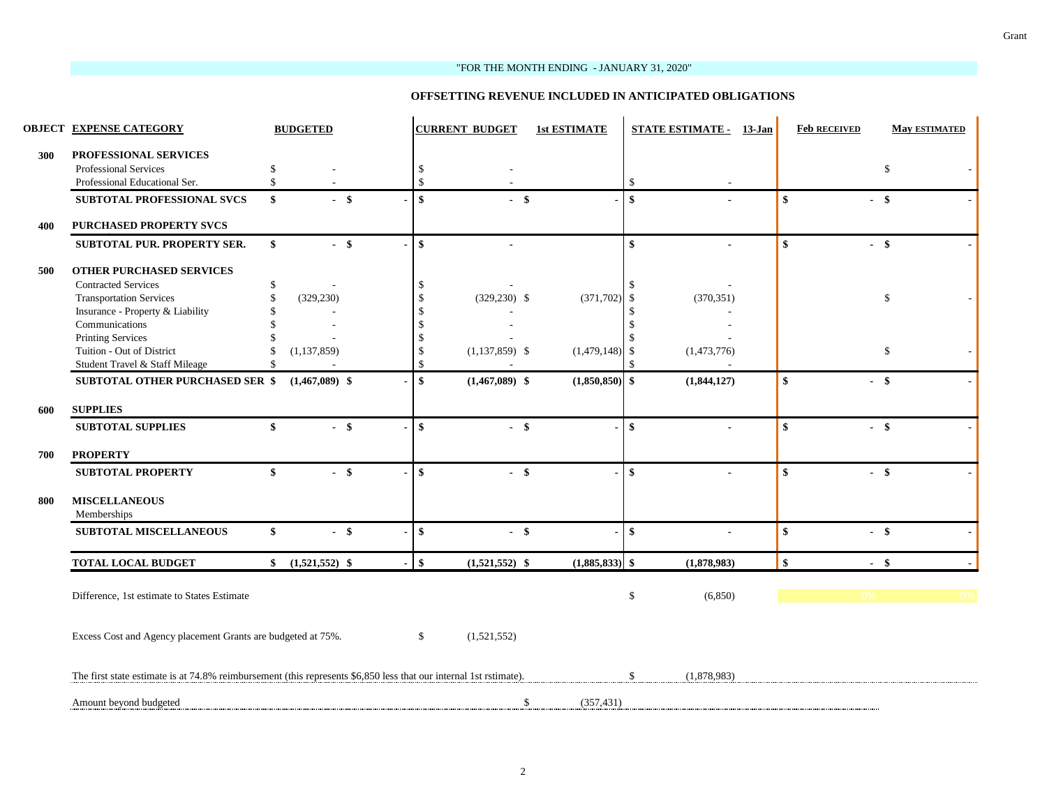"FOR THE MONTH ENDING - JANUARY 31, 2020"

**OFFSETTING REVENUE INCLUDED IN ANTICIPATED OBLIGATIONS**

| OBJECT | EXPENSE CATEGORY | BUDGETED | | CURRENT BUDGET | 1st ESTIMATE | STATE ESTIMATE - 13-Jan | Feb RECEIVED | May ESTIMATED |
|---|---|---|---|---|---|---|---|---|
| **300** | **PROFESSIONAL SERVICES** | | | | | | | |
| | Professional Services | $ - | | $ - | | | | $ - |
| | Professional Educational Ser. | $ - | | $ - | | $ - | | |
| | **SUBTOTAL PROFESSIONAL SVCS** | **$ -** | **$ -** | **$ -** | **$ -** | **$ -** | **$ -** | **$ -** |
| **400** | **PURCHASED PROPERTY SVCS** | | | | | | | |
| | **SUBTOTAL PUR. PROPERTY SER.** | **$ -** | **$ -** | **$ -** | | **$ -** | **$ -** | **$ -** |
| **500** | **OTHER PURCHASED SERVICES** | | | | | | | |
| | Contracted Services | $ - | | $ - | | $ - | | |
| | Transportation Services | $ (329,230) | | $ (329,230) | $ (371,702) | $ (370,351) | | $ - |
| | Insurance - Property & Liability | $ - | | $ - | | $ - | | |
| | Communications | $ - | | $ - | | $ - | | |
| | Printing Services | $ - | | $ - | | $ - | | |
| | Tuition - Out of District | $ (1,137,859) | | $ (1,137,859) | $ (1,479,148) | $ (1,473,776) | | $ - |
| | Student Travel & Staff Mileage | $ - | | $ - | | $ - | | |
| | **SUBTOTAL OTHER PURCHASED SER** | **$ (1,467,089)** | **$ -** | **$ (1,467,089)** | **$ (1,850,850)** | **$ (1,844,127)** | **$ -** | **$ -** |
| **600** | **SUPPLIES** | | | | | | | |
| | **SUBTOTAL SUPPLIES** | **$ -** | **$ -** | **$ -** | **$ -** | **$ -** | **$ -** | **$ -** |
| **700** | **PROPERTY** | | | | | | | |
| | **SUBTOTAL PROPERTY** | **$ -** | **$ -** | **$ -** | **$ -** | **$ -** | **$ -** | **$ -** |
| **800** | **MISCELLANEOUS** | | | | | | | |
| | Memberships | | | | | | | |
| | **SUBTOTAL MISCELLANEOUS** | **$ -** | **$ -** | **$ -** | **$ -** | **$ -** | **$ -** | **$ -** |
| | **TOTAL LOCAL BUDGET** | **$ (1,521,552)** | **$ -** | **$ (1,521,552)** | **$ (1,885,833)** | **$ (1,878,983)** | **$ -** | **$ -** |

Difference, 1st estimate to States Estimate $ (6,850)

Excess Cost and Agency placement Grants are budgeted at 75%. $ (1,521,552)

The first state estimate is at 74.8% reimbursement (this represents $6,850 less that our internal 1st rstimate). $ (1,878,983)

Amount beyond budgeted $ (357,431)